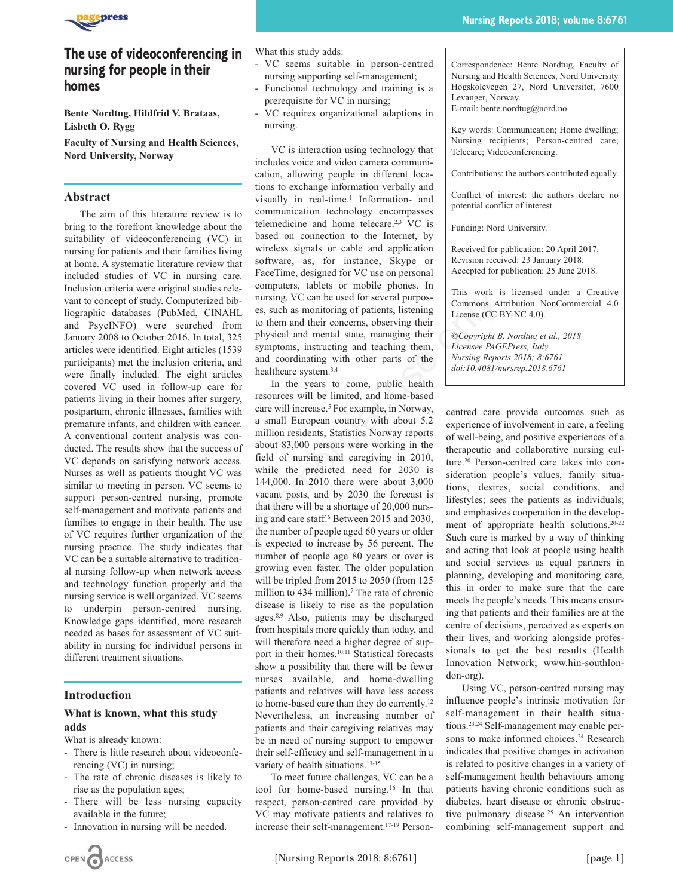# The use of videoconferencing in nursing for people in their homes

**Bente Nordtug, Hildfrid V. Brataas, Lisbeth O. Rygg**

**Faculty of Nursing and Health Sciences, Nord University, Norway**

## Abstract

The aim of this literature review is to bring to the forefront knowledge about the suitability of videoconferencing (VC) in nursing for patients and their families living at home. A systematic literature review that included studies of VC in nursing care. Inclusion criteria were original studies relevant to concept of study. Computerized bibliographic databases (PubMed, CINAHL and PsycINFO) were searched from January 2008 to October 2016. In total, 325 articles were identified. Eight articles (1539 participants) met the inclusion criteria, and were finally included. The eight articles covered VC used in follow-up care for patients living in their homes after surgery, postpartum, chronic illnesses, families with premature infants, and children with cancer. A conventional content analysis was conducted. The results show that the success of VC depends on satisfying network access. Nurses as well as patients thought VC was similar to meeting in person. VC seems to support person-centred nursing, promote self-management and motivate patients and families to engage in their health. The use of VC requires further organization of the nursing practice. The study indicates that VC can be a suitable alternative to traditional nursing follow-up when network access and technology function properly and the nursing service is well organized. VC seems to underpin person-centred nursing. Knowledge gaps identified, more research needed as bases for assessment of VC suitability in nursing for individual persons in different treatment situations.

## Introduction

### What is known, what this study adds

What is already known:
- There is little research about videoconferencing (VC) in nursing;
- The rate of chronic diseases is likely to rise as the population ages;
- There will be less nursing capacity available in the future;
- Innovation in nursing will be needed.

What this study adds:
- VC seems suitable in person-centred nursing supporting self-management;
- Functional technology and training is a prerequisite for VC in nursing;
- VC requires organizational adaptions in nursing.

VC is interaction using technology that includes voice and video camera communication, allowing people in different locations to exchange information verbally and visually in real-time.[1] Information- and communication technology encompasses telemedicine and home telecare.[2,3] VC is based on connection to the Internet, by wireless signals or cable and application software, as, for instance, Skype or FaceTime, designed for VC use on personal computers, tablets or mobile phones. In nursing, VC can be used for several purposes, such as monitoring of patients, listening to them and their concerns, observing their physical and mental state, managing their symptoms, instructing and teaching them, and coordinating with other parts of the healthcare system.[3,4]

In the years to come, public health resources will be limited, and home-based care will increase.[5] For example, in Norway, a small European country with about 5.2 million residents, Statistics Norway reports about 83,000 persons were working in the field of nursing and caregiving in 2010, while the predicted need for 2030 is 144,000. In 2010 there were about 3,000 vacant posts, and by 2030 the forecast is that there will be a shortage of 20,000 nursing and care staff.[6] Between 2015 and 2030, the number of people aged 60 years or older is expected to increase by 56 percent. The number of people age 80 years or over is growing even faster. The older population will be tripled from 2015 to 2050 (from 125 million to 434 million).[7] The rate of chronic disease is likely to rise as the population ages.[8,9] Also, patients may be discharged from hospitals more quickly than today, and will therefore need a higher degree of support in their homes.[10,11] Statistical forecasts show a possibility that there will be fewer nurses available, and home-dwelling patients and relatives will have less access to home-based care than they do currently.[12] Nevertheless, an increasing number of patients and their caregiving relatives may be in need of nursing support to empower their self-efficacy and self-management in a variety of health situations.[13-15]

To meet future challenges, VC can be a tool for home-based nursing.[16] In that respect, person-centred care provided by VC may motivate patients and relatives to increase their self-management.[17-19] Person-centred care provide outcomes such as experience of involvement in care, a feeling of well-being, and positive experiences of a therapeutic and collaborative nursing culture.[20] Person-centred care takes into consideration people's values, family situations, desires, social conditions, and lifestyles; sees the patients as individuals; and emphasizes cooperation in the development of appropriate health solutions.[20-22] Such care is marked by a way of thinking and acting that look at people using health and social services as equal partners in planning, developing and monitoring care, this in order to make sure that the care meets the people's needs. This means ensuring that patients and their families are at the centre of decisions, perceived as experts on their lives, and working alongside professionals to get the best results (Health Innovation Network; www.hin-southlondon-org).

Using VC, person-centred nursing may influence people's intrinsic motivation for self-management in their health situations.[23,24] Self-management may enable persons to make informed choices.[24] Research indicates that positive changes in activation is related to positive changes in a variety of self-management health behaviours among patients having chronic conditions such as diabetes, heart disease or chronic obstructive pulmonary disease.[25] An intervention combining self-management support and

---

Correspondence: Bente Nordtug, Faculty of Nursing and Health Sciences, Nord University Hogskolevegen 27, Nord Universitet, 7600 Levanger, Norway.
E-mail: bente.nordtug@nord.no

Key words: Communication; Home dwelling; Nursing recipients; Person-centred care; Telecare; Videoconferencing.

Contributions: the authors contributed equally.

Conflict of interest: the authors declare no potential conflict of interest.

Funding: Nord University.

Received for publication: 20 April 2017.
Revision received: 23 January 2018.
Accepted for publication: 25 June 2018.

This work is licensed under a Creative Commons Attribution NonCommercial 4.0 License (CC BY-NC 4.0).

*©Copyright B. Nordtug et al., 2018*
*Licensee PAGEPress, Italy*
*Nursing Reports 2018; 8:6761*
*doi:10.4081/nursrep.2018.6761*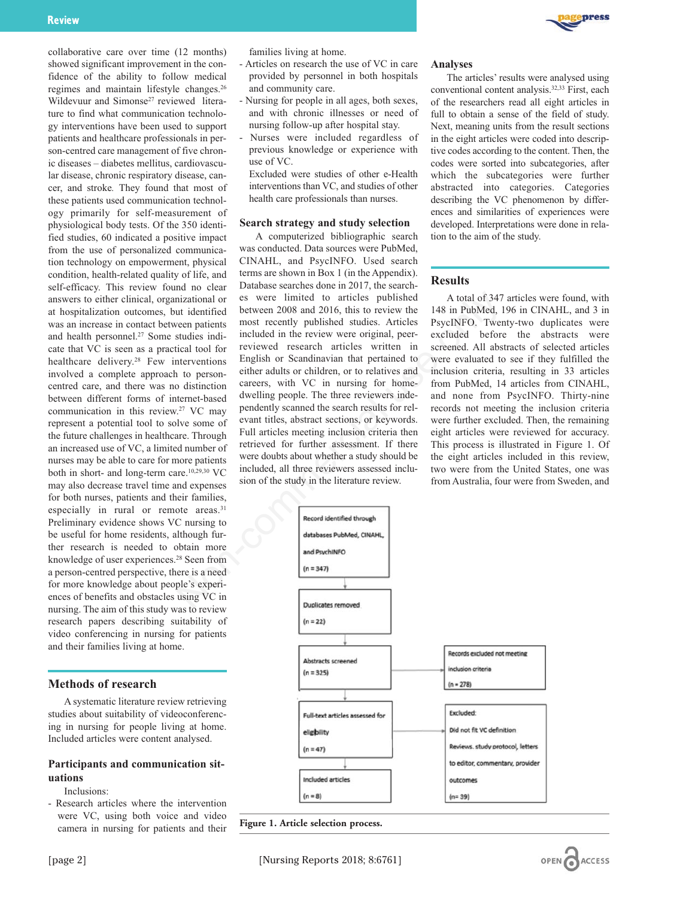collaborative care over time (12 months) showed significant improvement in the confidence of the ability to follow medical regimes and maintain lifestyle changes.[26] Wildevuur and Simonse[27] reviewed literature to find what communication technology interventions have been used to support patients and healthcare professionals in person-centred care management of five chronic diseases – diabetes mellitus, cardiovascular disease, chronic respiratory disease, cancer, and stroke. They found that most of these patients used communication technology primarily for self-measurement of physiological body tests. Of the 350 identified studies, 60 indicated a positive impact from the use of personalized communication technology on empowerment, physical condition, health-related quality of life, and self-efficacy. This review found no clear answers to either clinical, organizational or at hospitalization outcomes, but identified was an increase in contact between patients and health personnel.[27] Some studies indicate that VC is seen as a practical tool for healthcare delivery.[28] Few interventions involved a complete approach to person-centred care, and there was no distinction between different forms of internet-based communication in this review.[27] VC may represent a potential tool to solve some of the future challenges in healthcare. Through an increased use of VC, a limited number of nurses may be able to care for more patients both in short- and long-term care.[10,29,30] VC may also decrease travel time and expenses for both nurses, patients and their families, especially in rural or remote areas.[31] Preliminary evidence shows VC nursing to be useful for home residents, although further research is needed to obtain more knowledge of user experiences.[28] Seen from a person-centred perspective, there is a need for more knowledge about people's experiences of benefits and obstacles using VC in nursing. The aim of this study was to review research papers describing suitability of video conferencing in nursing for patients and their families living at home.

## Methods of research

A systematic literature review retrieving studies about suitability of videoconferencing in nursing for people living at home. Included articles were content analysed.

### Participants and communication situations

Inclusions:

- Research articles where the intervention were VC, using both voice and video camera in nursing for patients and their families living at home.
- Articles on research the use of VC in care provided by personnel in both hospitals and community care.
- Nursing for people in all ages, both sexes, and with chronic illnesses or need of nursing follow-up after hospital stay.
- Nurses were included regardless of previous knowledge or experience with use of VC.

Excluded were studies of other e-Health interventions than VC, and studies of other health care professionals than nurses.

### Search strategy and study selection

A computerized bibliographic search was conducted. Data sources were PubMed, CINAHL, and PsycINFO. Used search terms are shown in Box 1 (in the Appendix). Database searches done in 2017, the searches were limited to articles published between 2008 and 2016, this to review the most recently published studies. Articles included in the review were original, peer-reviewed research articles written in English or Scandinavian that pertained to either adults or children, or to relatives and careers, with VC in nursing for home-dwelling people. The three reviewers independently scanned the search results for relevant titles, abstract sections, or keywords. Full articles meeting inclusion criteria then retrieved for further assessment. If there were doubts about whether a study should be included, all three reviewers assessed inclusion of the study in the literature review.

### Analyses

The articles' results were analysed using conventional content analysis.[32,33] First, each of the researchers read all eight articles in full to obtain a sense of the field of study. Next, meaning units from the result sections in the eight articles were coded into descriptive codes according to the content. Then, the codes were sorted into subcategories, after which the subcategories were further abstracted into categories. Categories describing the VC phenomenon by differences and similarities of experiences were developed. Interpretations were done in relation to the aim of the study.

## Results

A total of 347 articles were found, with 148 in PubMed, 196 in CINAHL, and 3 in PsycINFO. Twenty-two duplicates were excluded before the abstracts were screened. All abstracts of selected articles were evaluated to see if they fulfilled the inclusion criteria, resulting in 33 articles from PubMed, 14 articles from CINAHL, and none from PsycINFO. Thirty-nine records not meeting the inclusion criteria were further excluded. Then, the remaining eight articles were reviewed for accuracy. This process is illustrated in Figure 1. Of the eight articles included in this review, two were from the United States, one was from Australia, four were from Sweden, and

Record identified through databases PubMed, CINAHL, and PsychINFO (n = 347)
→ Duplicates removed (n = 22)
→ Abstracts screened (n = 325) → Records excluded not meeting inclusion criteria (n = 278)
→ Full-text articles assessed for eligibility (n = 47) → Excluded: Did not fit VC definition. Reviews, study protocol, letters to editor, commentary, provider outcomes (n= 39)
→ Included articles (n = 8)

**Figure 1. Article selection process.**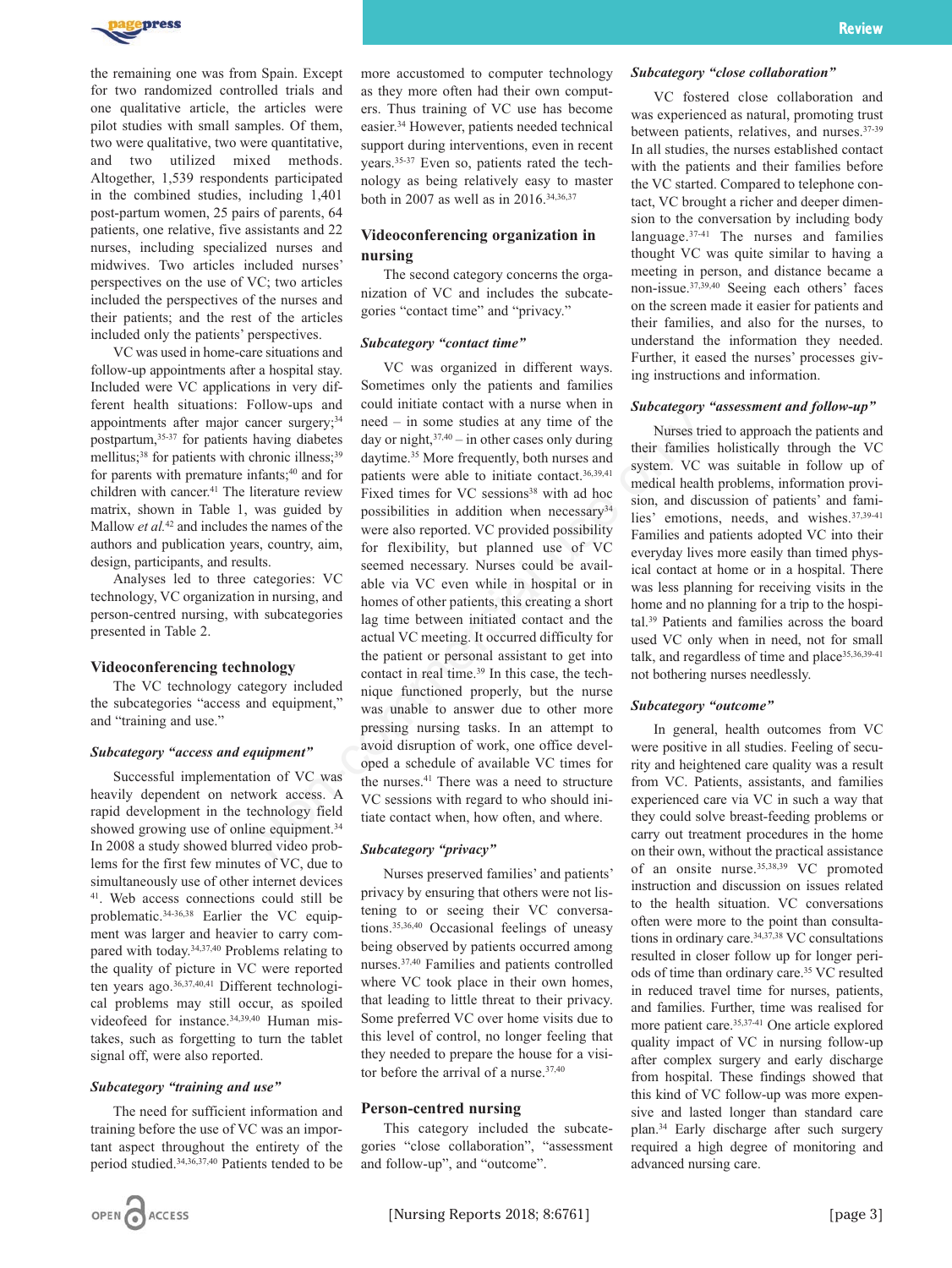the remaining one was from Spain. Except for two randomized controlled trials and one qualitative article, the articles were pilot studies with small samples. Of them, two were qualitative, two were quantitative, and two utilized mixed methods. Altogether, 1,539 respondents participated in the combined studies, including 1,401 post-partum women, 25 pairs of parents, 64 patients, one relative, five assistants and 22 nurses, including specialized nurses and midwives. Two articles included nurses' perspectives on the use of VC; two articles included the perspectives of the nurses and their patients; and the rest of the articles included only the patients' perspectives.

VC was used in home-care situations and follow-up appointments after a hospital stay. Included were VC applications in very different health situations: Follow-ups and appointments after major cancer surgery;[34] postpartum,[35-37] for patients having diabetes mellitus;[38] for patients with chronic illness;[39] for parents with premature infants;[40] and for children with cancer.[41] The literature review matrix, shown in Table 1, was guided by Mallow *et al.*[42] and includes the names of the authors and publication years, country, aim, design, participants, and results.

Analyses led to three categories: VC technology, VC organization in nursing, and person-centred nursing, with subcategories presented in Table 2.

## Videoconferencing technology

The VC technology category included the subcategories "access and equipment," and "training and use."

### *Subcategory "access and equipment"*

Successful implementation of VC was heavily dependent on network access. A rapid development in the technology field showed growing use of online equipment.[34] In 2008 a study showed blurred video problems for the first few minutes of VC, due to simultaneously use of other internet devices [41]. Web access connections could still be problematic.[34-36,38] Earlier the VC equipment was larger and heavier to carry compared with today.[34,37,40] Problems relating to the quality of picture in VC were reported ten years ago.[36,37,40,41] Different technological problems may still occur, as spoiled videofeed for instance.[34,39,40] Human mistakes, such as forgetting to turn the tablet signal off, were also reported.

### *Subcategory "training and use"*

The need for sufficient information and training before the use of VC was an important aspect throughout the entirety of the period studied.[34,36,37,40] Patients tended to be more accustomed to computer technology as they more often had their own computers. Thus training of VC use has become easier.[34] However, patients needed technical support during interventions, even in recent years.[35-37] Even so, patients rated the technology as being relatively easy to master both in 2007 as well as in 2016.[34,36,37]

## Videoconferencing organization in nursing

The second category concerns the organization of VC and includes the subcategories "contact time" and "privacy."

### *Subcategory "contact time"*

VC was organized in different ways. Sometimes only the patients and families could initiate contact with a nurse when in need – in some studies at any time of the day or night,[37,40] – in other cases only during daytime.[35] More frequently, both nurses and patients were able to initiate contact.[36,39,41] Fixed times for VC sessions[38] with ad hoc possibilities in addition when necessary[34] were also reported. VC provided possibility for flexibility, but planned use of VC seemed necessary. Nurses could be available via VC even while in hospital or in homes of other patients, this creating a short lag time between initiated contact and the actual VC meeting. It occurred difficulty for the patient or personal assistant to get into contact in real time.[39] In this case, the technique functioned properly, but the nurse was unable to answer due to other more pressing nursing tasks. In an attempt to avoid disruption of work, one office developed a schedule of available VC times for the nurses.[41] There was a need to structure VC sessions with regard to who should initiate contact when, how often, and where.

### *Subcategory "privacy"*

Nurses preserved families' and patients' privacy by ensuring that others were not listening to or seeing their VC conversations.[35,36,40] Occasional feelings of uneasy being observed by patients occurred among nurses.[37,40] Families and patients controlled where VC took place in their own homes, that leading to little threat to their privacy. Some preferred VC over home visits due to this level of control, no longer feeling that they needed to prepare the house for a visitor before the arrival of a nurse.[37,40]

## Person-centred nursing

This category included the subcategories "close collaboration", "assessment and follow-up", and "outcome".

### *Subcategory "close collaboration"*

VC fostered close collaboration and was experienced as natural, promoting trust between patients, relatives, and nurses.[37-39] In all studies, the nurses established contact with the patients and their families before the VC started. Compared to telephone contact, VC brought a richer and deeper dimension to the conversation by including body language.[37-41] The nurses and families thought VC was quite similar to having a meeting in person, and distance became a non-issue.[37,39,40] Seeing each others' faces on the screen made it easier for patients and their families, and also for the nurses, to understand the information they needed. Further, it eased the nurses' processes giving instructions and information.

### *Subcategory "assessment and follow-up"*

Nurses tried to approach the patients and their families holistically through the VC system. VC was suitable in follow up of medical health problems, information provision, and discussion of patients' and families' emotions, needs, and wishes.[37,39-41] Families and patients adopted VC into their everyday lives more easily than timed physical contact at home or in a hospital. There was less planning for receiving visits in the home and no planning for a trip to the hospital.[39] Patients and families across the board used VC only when in need, not for small talk, and regardless of time and place[35,36,39-41] not bothering nurses needlessly.

### *Subcategory "outcome"*

In general, health outcomes from VC were positive in all studies. Feeling of security and heightened care quality was a result from VC. Patients, assistants, and families experienced care via VC in such a way that they could solve breast-feeding problems or carry out treatment procedures in the home on their own, without the practical assistance of an onsite nurse.[35,38,39] VC promoted instruction and discussion on issues related to the health situation. VC conversations often were more to the point than consultations in ordinary care.[34,37,38] VC consultations resulted in closer follow up for longer periods of time than ordinary care.[35] VC resulted in reduced travel time for nurses, patients, and families. Further, time was realised for more patient care.[35,37-41] One article explored quality impact of VC in nursing follow-up after complex surgery and early discharge from hospital. These findings showed that this kind of VC follow-up was more expensive and lasted longer than standard care plan.[34] Early discharge after such surgery required a high degree of monitoring and advanced nursing care.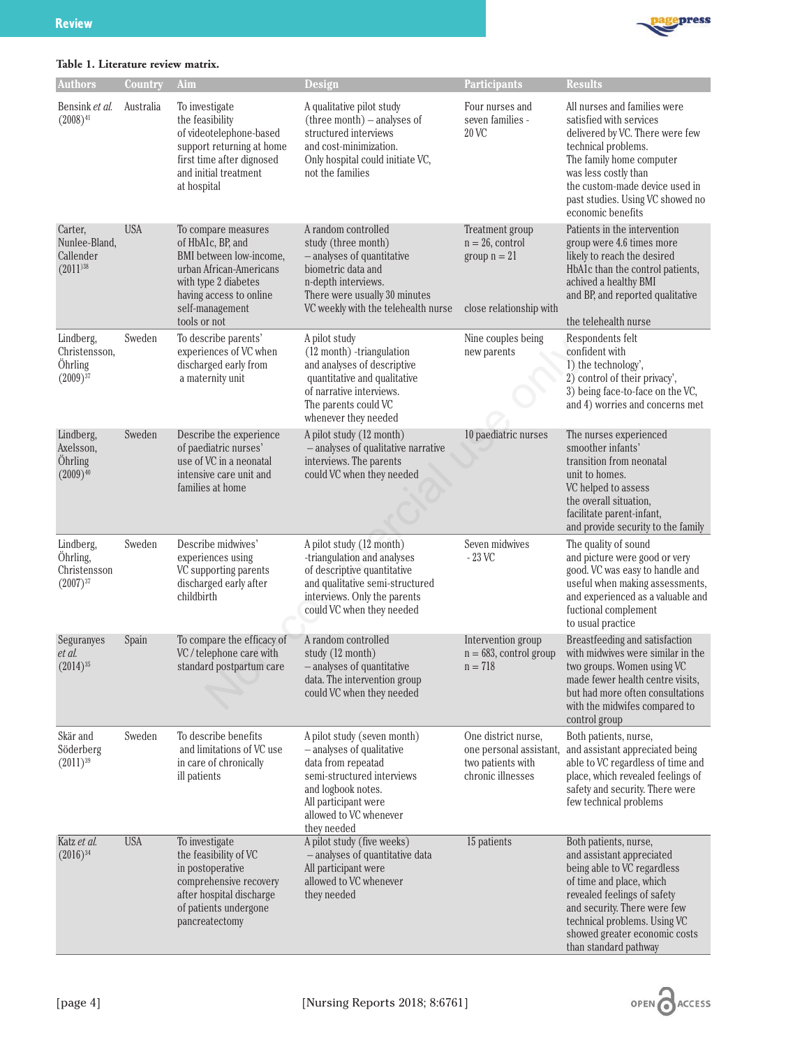**Table 1. Literature review matrix.**

| Authors | Country | Aim | Design | Participants | Results |
|---|---|---|---|---|---|
| Bensink *et al.* (2008)[41] | Australia | To investigate the feasibility of videotelephone-based support returning at home first time after dignosed and initial treatment at hospital | A qualitative pilot study (three month) – analyses of structured interviews and cost-minimization. Only hospital could initiate VC, not the families | Four nurses and seven families - 20 VC | All nurses and families were satisfied with services delivered by VC. There were few technical problems. The family home computer was less costly than the custom-made device used in past studies. Using VC showed no economic benefits |
| Carter, Nunlee-Bland, Callender (2011)[38] | USA | To compare measures of HbA1c, BP, and BMI between low-income, urban African-Americans with type 2 diabetes having access to online self-management tools or not | A random controlled study (three month) – analyses of quantitative biometric data and n-depth interviews. There were usually 30 minutes VC weekly with the telehealth nurse | Treatment group n = 26, control group n = 21 close relationship with | Patients in the intervention group were 4.6 times more likely to reach the desired HbA1c than the control patients, achived a healthy BMI and BP, and reported qualitative the telehealth nurse |
| Lindberg, Christensson, Öhrling (2009)[37] | Sweden | To describe parents' experiences of VC when discharged early from a maternity unit | A pilot study (12 month) -triangulation and analyses of descriptive quantitative and qualitative of narrative interviews. The parents could VC whenever they needed | Nine couples being new parents | Respondents felt confident with 1) the technology', 2) control of their privacy', 3) being face-to-face on the VC, and 4) worries and concerns met |
| Lindberg, Axelsson, Öhrling (2009)[40] | Sweden | Describe the experience of paediatric nurses' use of VC in a neonatal intensive care unit and families at home | A pilot study (12 month) – analyses of qualitative narrative interviews. The parents could VC when they needed | 10 paediatric nurses | The nurses experienced smoother infants' transition from neonatal unit to homes. VC helped to assess the overall situation, facilitate parent-infant, and provide security to the family |
| Lindberg, Öhrling, Christensson (2007)[37] | Sweden | Describe midwives' experiences using VC supporting parents discharged early after childbirth | A pilot study (12 month) -triangulation and analyses of descriptive quantitative and qualitative semi-structured interviews. Only the parents could VC when they needed | Seven midwives - 23 VC | The quality of sound and picture were good or very good. VC was easy to handle and useful when making assessments, and experienced as a valuable and fuctional complement to usual practice |
| Seguranyes *et al.* (2014)[35] | Spain | To compare the efficacy of VC / telephone care with standard postpartum care | A random controlled study (12 month) – analyses of quantitative data. The intervention group could VC when they needed | Intervention group n = 683, control group n = 718 | Breastfeeding and satisfaction with midwives were similar in the two groups. Women using VC made fewer health centre visits, but had more often consultations with the midwifes compared to control group |
| Skär and Söderberg (2011)[39] | Sweden | To describe benefits and limitations of VC use in care of chronically ill patients | A pilot study (seven month) – analyses of qualitative data from repeatad semi-structured interviews and logbook notes. All participant were allowed to VC whenever they needed | One district nurse, one personal assistant, two patients with chronic illnesses | Both patients, nurse, and assistant appreciated being able to VC regardless of time and place, which revealed feelings of safety and security. There were few technical problems |
| Katz *et al.* (2016)[34] | USA | To investigate the feasibility of VC in postoperative comprehensive recovery after hospital discharge of patients undergone pancreatectomy | A pilot study (five weeks) – analyses of quantitative data All participant were allowed to VC whenever they needed | 15 patients | Both patients, nurse, and assistant appreciated being able to VC regardless of time and place, which revealed feelings of safety and security. There were few technical problems. Using VC showed greater economic costs than standard pathway |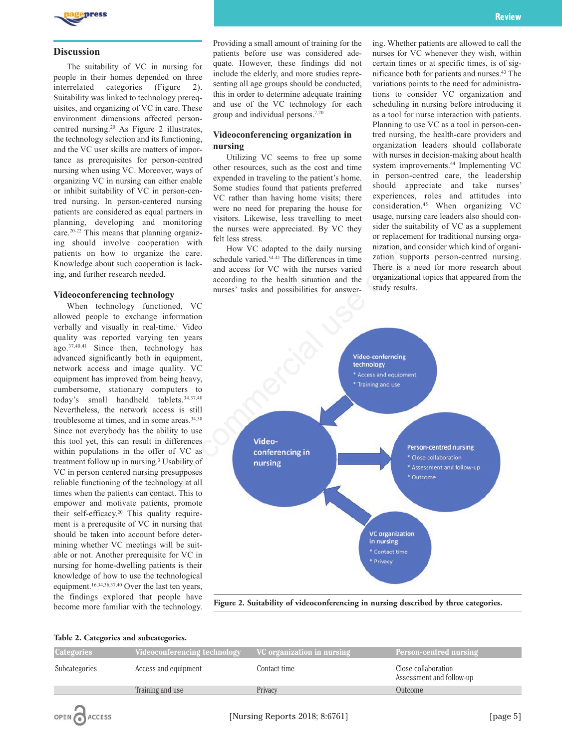## Discussion

The suitability of VC in nursing for people in their homes depended on three interrelated categories (Figure 2). Suitability was linked to technology prerequisites, and organizing of VC in care. These environment dimensions affected person-centred nursing.[20] As Figure 2 illustrates, the technology selection and its functioning, and the VC user skills are matters of importance as prerequisites for person-centred nursing when using VC. Moreover, ways of organizing VC in nursing can either enable or inhibit suitability of VC in person-centred nursing. In person-centered nursing patients are considered as equal partners in planning, developing and monitoring care.[20-22] This means that planning organizing should involve cooperation with patients on how to organize the care. Knowledge about such cooperation is lacking, and further research needed.

### Videoconferencing technology

When technology functioned, VC allowed people to exchange information verbally and visually in real-time.[1] Video quality was reported varying ten years ago.[37,40,41] Since then, technology has advanced significantly both in equipment, network access and image quality. VC equipment has improved from being heavy, cumbersome, stationary computers to today's small handheld tablets.[34,37,40] Nevertheless, the network access is still troublesome at times, and in some areas.[34,38] Since not everybody has the ability to use this tool yet, this can result in differences within populations in the offer of VC as treatment follow up in nursing.[3] Usability of VC in person centered nursing presupposes reliable functioning of the technology at all times when the patients can contact. This to empower and motivate patients, promote their self-efficacy.[20] This quality requirement is a prerequsite of VC in nursing that should be taken into account before determining whether VC meetings will be suitable or not. Another prerequisite for VC in nursing for home-dwelling patients is their knowledge of how to use the technological equipment.[16,34,36,37,40] Over the last ten years, the findings explored that people have become more familiar with the technology. Providing a small amount of training for the patients before use was considered adequate. However, these findings did not include the elderly, and more studies representing all age groups should be conducted, this in order to determine adequate training and use of the VC technology for each group and individual persons.[7,20]

### Videoconferencing organization in nursing

Utilizing VC seems to free up some other resources, such as the cost and time expended in traveling to the patient's home. Some studies found that patients preferred VC rather than having home visits; there were no need for preparing the house for visitors. Likewise, less travelling to meet the nurses were appreciated. By VC they felt less stress.

How VC adapted to the daily nursing schedule varied.[34-41] The differences in time and access for VC with the nurses varied according to the health situation and the nurses' tasks and possibilities for answering. Whether patients are allowed to call the nurses for VC whenever they wish, within certain times or at specific times, is of significance both for patients and nurses.[43] The variations points to the need for administrations to consider VC organization and scheduling in nursing before introducing it as a tool for nurse interaction with patients. Planning to use VC as a tool in person-centred nursing, the health-care providers and organization leaders should collaborate with nurses in decision-making about health system improvements.[44] Implementing VC in person-centred care, the leadership should appreciate and take nurses' experiences, roles and attitudes into consideration.[45] When organizing VC usage, nursing care leaders also should consider the suitability of VC as a supplement or replacement for traditional nursing organization, and consider which kind of organization supports person-centred nursing. There is a need for more research about organizational topics that appeared from the study results.

**Figure 2. Suitability of videoconferencing in nursing described by three categories.**

**Table 2. Categories and subcategories.**

| Categories | Videoconferencing technology | VC organization in nursing | Person-centred nursing |
|---|---|---|---|
| Subcategories | Access and equipment | Contact time | Close collaboration<br>Assessment and follow-up |
| | Training and use | Privacy | Outcome |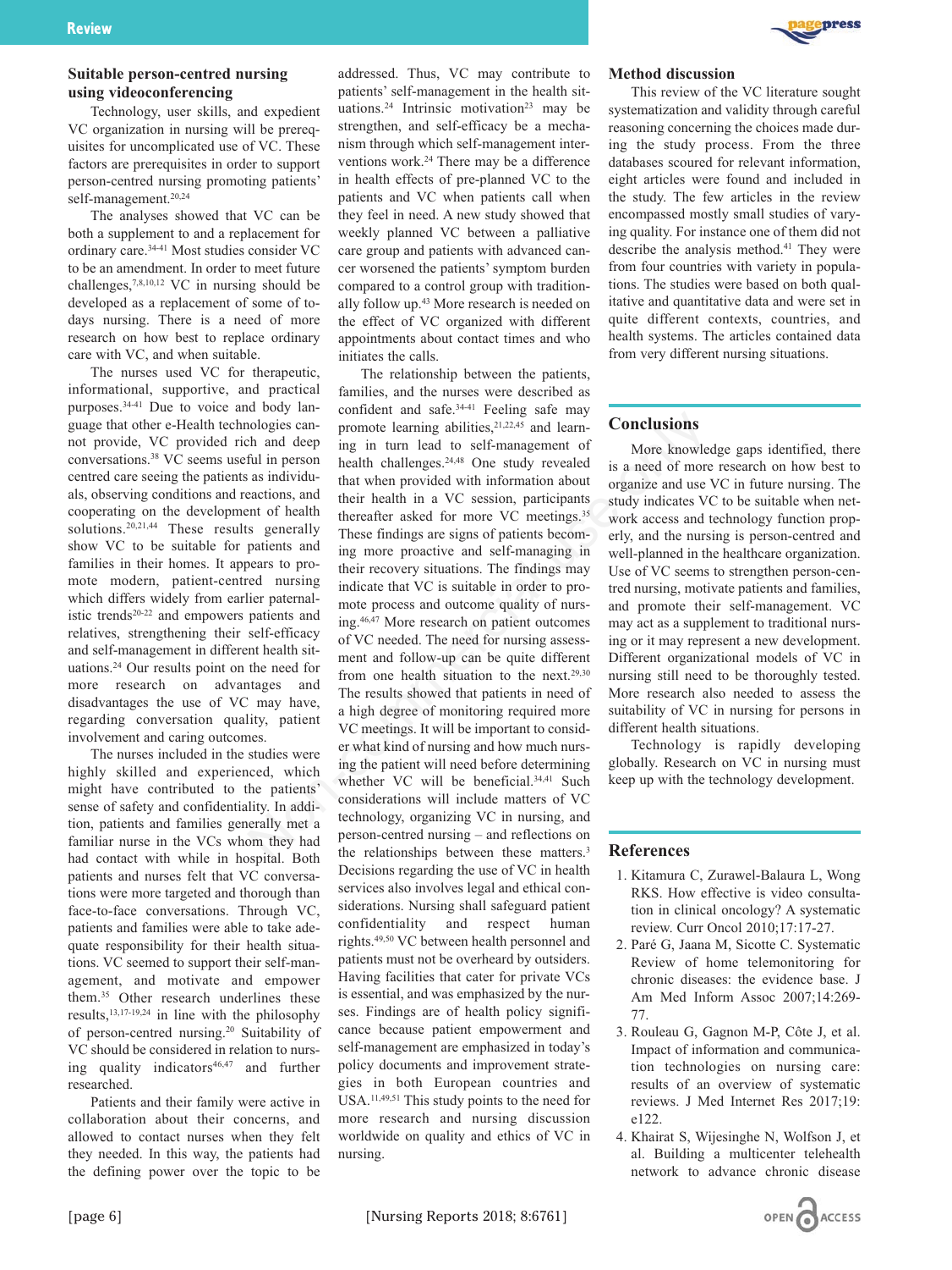### Suitable person-centred nursing using videoconferencing

Technology, user skills, and expedient VC organization in nursing will be prerequisites for uncomplicated use of VC. These factors are prerequisites in order to support person-centred nursing promoting patients' self-management.[20,24]

The analyses showed that VC can be both a supplement to and a replacement for ordinary care.[34-41] Most studies consider VC to be an amendment. In order to meet future challenges,[7,8,10,12] VC in nursing should be developed as a replacement of some of todays nursing. There is a need of more research on how best to replace ordinary care with VC, and when suitable.

The nurses used VC for therapeutic, informational, supportive, and practical purposes.[34-41] Due to voice and body language that other e-Health technologies cannot provide, VC provided rich and deep conversations.[38] VC seems useful in person centred care seeing the patients as individuals, observing conditions and reactions, and cooperating on the development of health solutions.[20,21,44] These results generally show VC to be suitable for patients and families in their homes. It appears to promote modern, patient-centred nursing which differs widely from earlier paternalistic trends[20-22] and empowers patients and relatives, strengthening their self-efficacy and self-management in different health situations.[24] Our results point on the need for more research on advantages and disadvantages the use of VC may have, regarding conversation quality, patient involvement and caring outcomes.

The nurses included in the studies were highly skilled and experienced, which might have contributed to the patients' sense of safety and confidentiality. In addition, patients and families generally met a familiar nurse in the VCs whom they had had contact with while in hospital. Both patients and nurses felt that VC conversations were more targeted and thorough than face-to-face conversations. Through VC, patients and families were able to take adequate responsibility for their health situations. VC seemed to support their self-management, and motivate and empower them.[35] Other research underlines these results,[13,17-19,24] in line with the philosophy of person-centred nursing.[20] Suitability of VC should be considered in relation to nursing quality indicators[46,47] and further researched.

Patients and their family were active in collaboration about their concerns, and allowed to contact nurses when they felt they needed. In this way, the patients had the defining power over the topic to be addressed. Thus, VC may contribute to patients' self-management in the health situations.[24] Intrinsic motivation[23] may be strengthen, and self-efficacy be a mechanism through which self-management interventions work.[24] There may be a difference in health effects of pre-planned VC to the patients and VC when patients call when they feel in need. A new study showed that weekly planned VC between a palliative care group and patients with advanced cancer worsened the patients' symptom burden compared to a control group with traditionally follow up.[43] More research is needed on the effect of VC organized with different appointments about contact times and who initiates the calls.

The relationship between the patients, families, and the nurses were described as confident and safe.[34-41] Feeling safe may promote learning abilities,[21,22,45] and learning in turn lead to self-management of health challenges.[24,48] One study revealed that when provided with information about their health in a VC session, participants thereafter asked for more VC meetings.[35] These findings are signs of patients becoming more proactive and self-managing in their recovery situations. The findings may indicate that VC is suitable in order to promote process and outcome quality of nursing.[46,47] More research on patient outcomes of VC needed. The need for nursing assessment and follow-up can be quite different from one health situation to the next.[29,30] The results showed that patients in need of a high degree of monitoring required more VC meetings. It will be important to consider what kind of nursing and how much nursing the patient will need before determining whether VC will be beneficial.[34,41] Such considerations will include matters of VC technology, organizing VC in nursing, and person-centred nursing – and reflections on the relationships between these matters.[3] Decisions regarding the use of VC in health services also involves legal and ethical considerations. Nursing shall safeguard patient confidentiality and respect human rights.[49,50] VC between health personnel and patients must not be overheard by outsiders. Having facilities that cater for private VCs is essential, and was emphasized by the nurses. Findings are of health policy significance because patient empowerment and self-management are emphasized in today's policy documents and improvement strategies in both European countries and USA.[11,49,51] This study points to the need for more research and nursing discussion worldwide on quality and ethics of VC in nursing.

### Method discussion

This review of the VC literature sought systematization and validity through careful reasoning concerning the choices made during the study process. From the three databases scoured for relevant information, eight articles were found and included in the study. The few articles in the review encompassed mostly small studies of varying quality. For instance one of them did not describe the analysis method.[41] They were from four countries with variety in populations. The studies were based on both qualitative and quantitative data and were set in quite different contexts, countries, and health systems. The articles contained data from very different nursing situations.

## Conclusions

More knowledge gaps identified, there is a need of more research on how best to organize and use VC in future nursing. The study indicates VC to be suitable when network access and technology function properly, and the nursing is person-centred and well-planned in the healthcare organization. Use of VC seems to strengthen person-centred nursing, motivate patients and families, and promote their self-management. VC may act as a supplement to traditional nursing or it may represent a new development. Different organizational models of VC in nursing still need to be thoroughly tested. More research also needed to assess the suitability of VC in nursing for persons in different health situations.

Technology is rapidly developing globally. Research on VC in nursing must keep up with the technology development.

## References

1. Kitamura C, Zurawel-Balaura L, Wong RKS. How effective is video consultation in clinical oncology? A systematic review. Curr Oncol 2010;17:17-27.
2. Paré G, Jaana M, Sicotte C. Systematic Review of home telemonitoring for chronic diseases: the evidence base. J Am Med Inform Assoc 2007;14:269-77.
3. Rouleau G, Gagnon M-P, Côte J, et al. Impact of information and communication technologies on nursing care: results of an overview of systematic reviews. J Med Internet Res 2017;19:e122.
4. Khairat S, Wijesinghe N, Wolfson J, et al. Building a multicenter telehealth network to advance chronic disease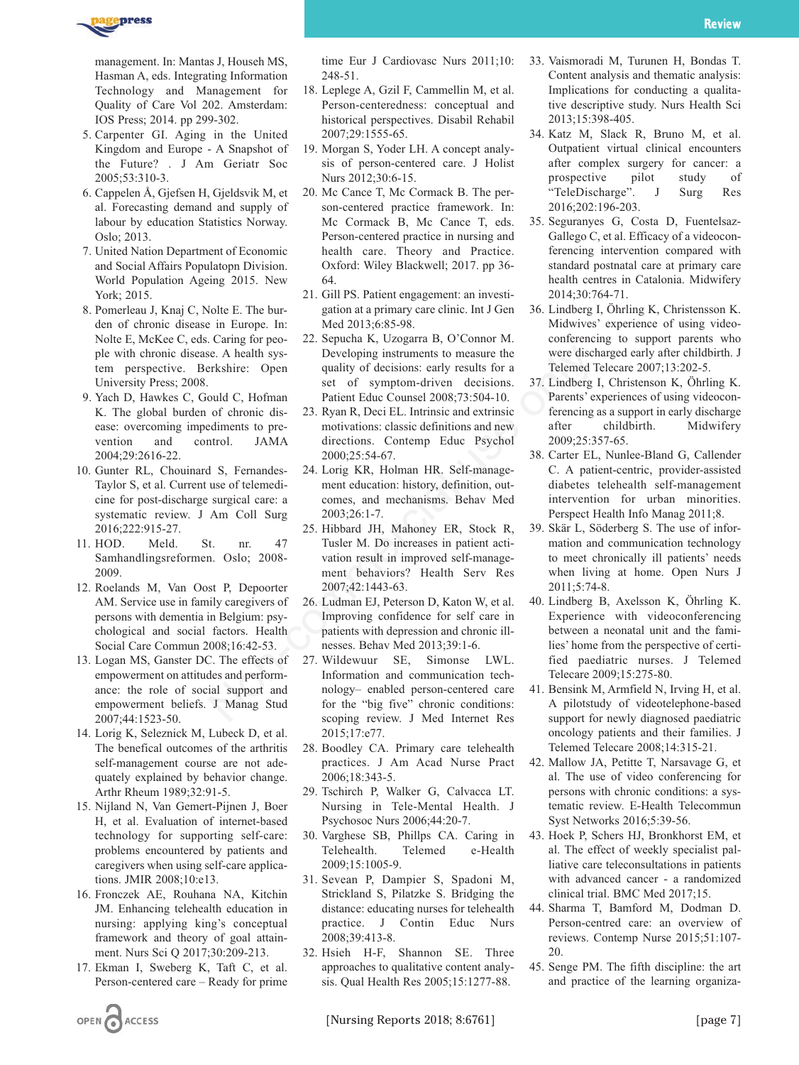management. In: Mantas J, Househ MS, Hasman A, eds. Integrating Information Technology and Management for Quality of Care Vol 202. Amsterdam: IOS Press; 2014. pp 299-302.
5. Carpenter GI. Aging in the United Kingdom and Europe - A Snapshot of the Future? . J Am Geriatr Soc 2005;53:310-3.
6. Cappelen Å, Gjefsen H, Gjeldsvik M, et al. Forecasting demand and supply of labour by education Statistics Norway. Oslo; 2013.
7. United Nation Department of Economic and Social Affairs Populatopn Division. World Population Ageing 2015. New York; 2015.
8. Pomerleau J, Knaj C, Nolte E. The burden of chronic disease in Europe. In: Nolte E, McKee C, eds. Caring for people with chronic disease. A health system perspective. Berkshire: Open University Press; 2008.
9. Yach D, Hawkes C, Gould C, Hofman K. The global burden of chronic disease: overcoming impediments to prevention and control. JAMA 2004;29:2616-22.
10. Gunter RL, Chouinard S, Fernandes-Taylor S, et al. Current use of telemedicine for post-discharge surgical care: a systematic review. J Am Coll Surg 2016;222:915-27.
11. HOD. Meld. St. nr. 47 Samhandlingsreformen. Oslo; 2008-2009.
12. Roelands M, Van Oost P, Depoorter AM. Service use in family caregivers of persons with dementia in Belgium: psychological and social factors. Health Social Care Commun 2008;16:42-53.
13. Logan MS, Ganster DC. The effects of empowerment on attitudes and performance: the role of social support and empowerment beliefs. J Manag Stud 2007;44:1523-50.
14. Lorig K, Seleznick M, Lubeck D, et al. The beneficial outcomes of the arthritis self-management course are not adequately explained by behavior change. Arthr Rheum 1989;32:91-5.
15. Nijland N, Van Gemert-Pijnen J, Boer H, et al. Evaluation of internet-based technology for supporting self-care: problems encountered by patients and caregivers when using self-care applications. JMIR 2008;10:e13.
16. Fronczek AE, Rouhana NA, Kitchin JM. Enhancing telehealth education in nursing: applying king's conceptual framework and theory of goal attainment. Nurs Sci Q 2017;30:209-213.
17. Ekman I, Sweberg K, Taft C, et al. Person-centered care – Ready for prime time Eur J Cardiovasc Nurs 2011;10: 248-51.
18. Leplege A, Gzil F, Cammellin M, et al. Person-centeredness: conceptual and historical perspectives. Disabil Rehabil 2007;29:1555-65.
19. Morgan S, Yoder LH. A concept analysis of person-centered care. J Holist Nurs 2012;30:6-15.
20. Mc Cance T, Mc Cormack B. The person-centered practice framework. In: Mc Cormack B, Mc Cance T, eds. Person-centered practice in nursing and health care. Theory and Practice. Oxford: Wiley Blackwell; 2017. pp 36-64.
21. Gill PS. Patient engagement: an investigation at a primary care clinic. Int J Gen Med 2013;6:85-98.
22. Sepucha K, Uzogarra B, O'Connor M. Developing instruments to measure the quality of decisions: early results for a set of symptom-driven decisions. Patient Educ Counsel 2008;73:504-10.
23. Ryan R, Deci EL. Intrinsic and extrinsic motivations: classic definitions and new directions. Contemp Educ Psychol 2000;25:54-67.
24. Lorig KR, Holman HR. Self-management education: history, definition, outcomes, and mechanisms. Behav Med 2003;26:1-7.
25. Hibbard JH, Mahoney ER, Stock R, Tusler M. Do increases in patient activation result in improved self-management behaviors? Health Serv Res 2007;42:1443-63.
26. Ludman EJ, Peterson D, Katon W, et al. Improving confidence for self care in patients with depression and chronic illnesses. Behav Med 2013;39:1-6.
27. Wildewuur SE, Simonse LWL. Information and communication technology– enabled person-centered care for the "big five" chronic conditions: scoping review. J Med Internet Res 2015;17:e77.
28. Boodley CA. Primary care telehealth practices. J Am Acad Nurse Pract 2006;18:343-5.
29. Tschirch P, Walker G, Calvacca LT. Nursing in Tele-Mental Health. J Psychosoc Nurs 2006;44:20-7.
30. Varghese SB, Phillps CA. Caring in Telehealth. Telemed e-Health 2009;15:1005-9.
31. Sevean P, Dampier S, Spadoni M, Strickland S, Pilatzke S. Bridging the distance: educating nurses for telehealth practice. J Contin Educ Nurs 2008;39:413-8.
32. Hsieh H-F, Shannon SE. Three approaches to qualitative content analysis. Qual Health Res 2005;15:1277-88.
33. Vaismoradi M, Turunen H, Bondas T. Content analysis and thematic analysis: Implications for conducting a qualitative descriptive study. Nurs Health Sci 2013;15:398-405.
34. Katz M, Slack R, Bruno M, et al. Outpatient virtual clinical encounters after complex surgery for cancer: a prospective pilot study of "TeleDischarge". J Surg Res 2016;202:196-203.
35. Seguranyes G, Costa D, Fuentelsaz-Gallego C, et al. Efficacy of a videoconferencing intervention compared with standard postnatal care at primary care health centres in Catalonia. Midwifery 2014;30:764-71.
36. Lindberg I, Öhrling K, Christensson K. Midwives' experience of using videoconferencing to support parents who were discharged early after childbirth. J Telemed Telecare 2007;13:202-5.
37. Lindberg I, Christenson K, Öhrling K. Parents' experiences of using videoconferencing as a support in early discharge after childbirth. Midwifery 2009;25:357-65.
38. Carter EL, Nunlee-Bland G, Callender C. A patient-centric, provider-assisted diabetes telehealth self-management intervention for urban minorities. Perspect Health Info Manag 2011;8.
39. Skär L, Söderberg S. The use of information and communication technology to meet chronically ill patients' needs when living at home. Open Nurs J 2011;5:74-8.
40. Lindberg B, Axelsson K, Öhrling K. Experience with videoconferencing between a neonatal unit and the families' home from the perspective of certified paediatric nurses. J Telemed Telecare 2009;15:275-80.
41. Bensink M, Armfield N, Irving H, et al. A pilotstudy of videotelephone-based support for newly diagnosed paediatric oncology patients and their families. J Telemed Telecare 2008;14:315-21.
42. Mallow JA, Petitte T, Narsavage G, et al. The use of video conferencing for persons with chronic conditions: a systematic review. E-Health Telecommun Syst Networks 2016;5:39-56.
43. Hoek P, Schers HJ, Bronkhorst EM, et al. The effect of weekly specialist palliative care teleconsultations in patients with advanced cancer - a randomized clinical trial. BMC Med 2017;15.
44. Sharma T, Bamford M, Dodman D. Person-centred care: an overview of reviews. Contemp Nurse 2015;51:107-20.
45. Senge PM. The fifth discipline: the art and practice of the learning organiza-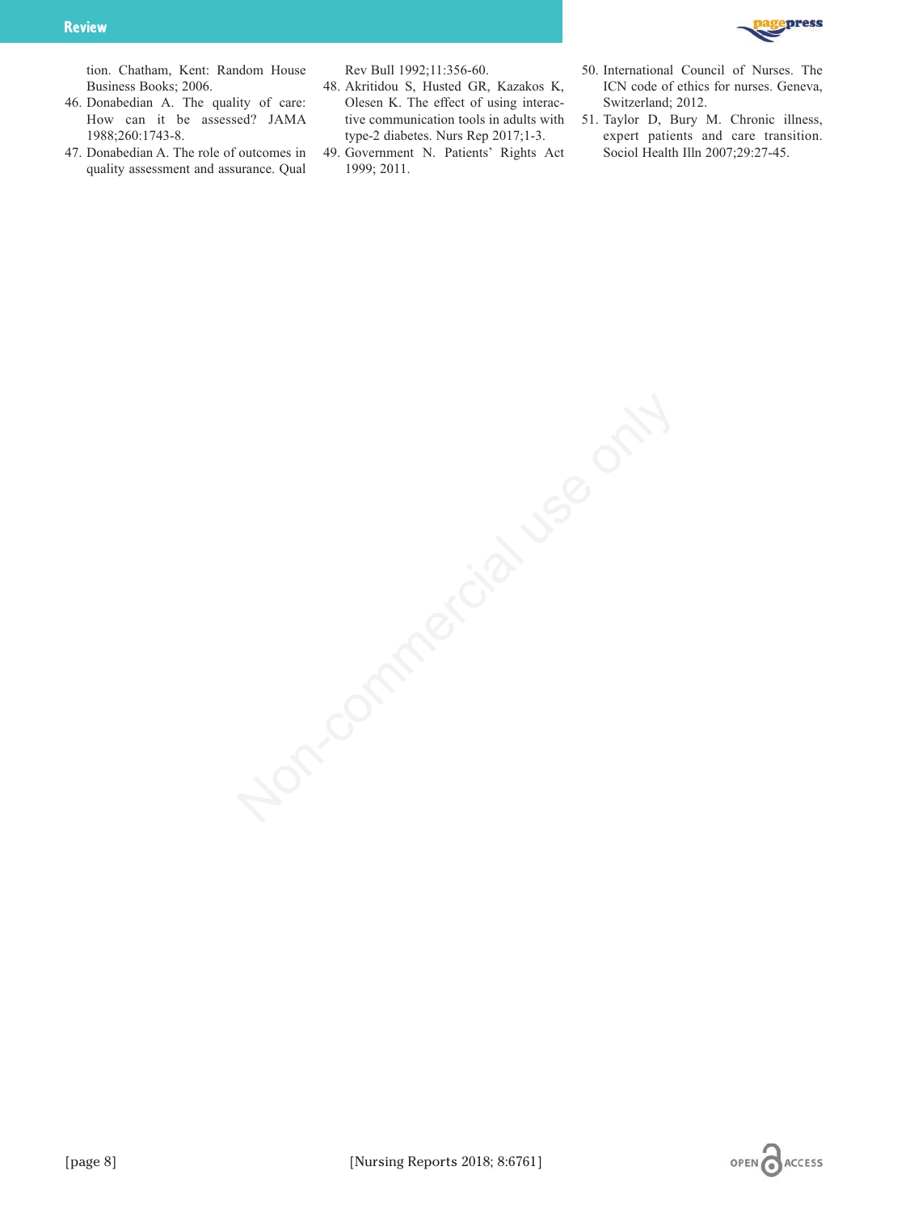tion. Chatham, Kent: Random House Business Books; 2006.

46. Donabedian A. The quality of care: How can it be assessed? JAMA 1988;260:1743-8.
47. Donabedian A. The role of outcomes in quality assessment and assurance. Qual Rev Bull 1992;11:356-60.
48. Akritidou S, Husted GR, Kazakos K, Olesen K. The effect of using interactive communication tools in adults with type-2 diabetes. Nurs Rep 2017;1-3.
49. Government N. Patients' Rights Act 1999; 2011.
50. International Council of Nurses. The ICN code of ethics for nurses. Geneva, Switzerland; 2012.
51. Taylor D, Bury M. Chronic illness, expert patients and care transition. Sociol Health Illn 2007;29:27-45.